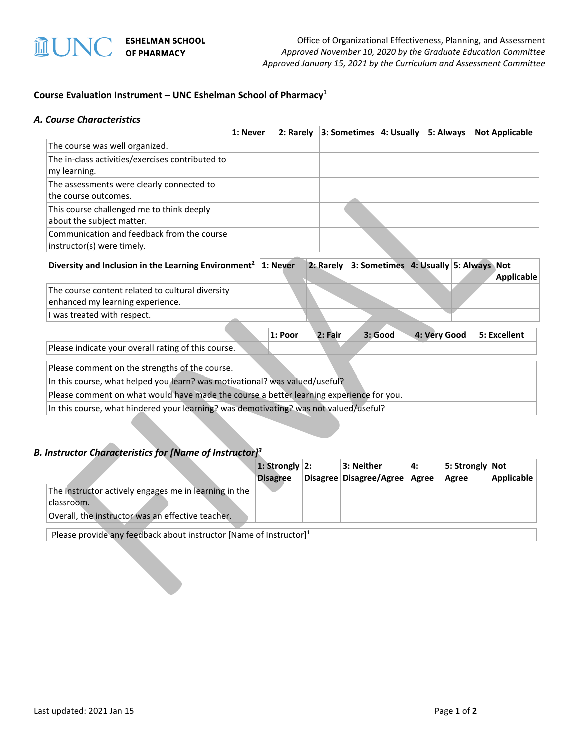Office of Organizational Effectiveness, Planning, and Assessment
*Approved November 10, 2020 by the Graduate Education Committee*
*Approved January 15, 2021 by the Curriculum and Assessment Committee*

## Course Evaluation Instrument – UNC Eshelman School of Pharmacy[1]

### *A. Course Characteristics*

| | 1: Never | 2: Rarely | 3: Sometimes | 4: Usually | 5: Always | Not Applicable |
|---|---|---|---|---|---|---|
| The course was well organized. | | | | | | |
| The in-class activities/exercises contributed to my learning. | | | | | | |
| The assessments were clearly connected to the course outcomes. | | | | | | |
| This course challenged me to think deeply about the subject matter. | | | | | | |
| Communication and feedback from the course instructor(s) were timely. | | | | | | |

| **Diversity and Inclusion in the Learning Environment**[2] | 1: Never | 2: Rarely | 3: Sometimes | 4: Usually | 5: Always | Not Applicable |
|---|---|---|---|---|---|---|
| The course content related to cultural diversity enhanced my learning experience. | | | | | | |
| I was treated with respect. | | | | | | |

| | 1: Poor | 2: Fair | 3: Good | 4: Very Good | 5: Excellent |
|---|---|---|---|---|---|
| Please indicate your overall rating of this course. | | | | | |

| | |
|---|---|
| Please comment on the strengths of the course. | |
| In this course, what helped you learn? was motivational? was valued/useful? | |
| Please comment on what would have made the course a better learning experience for you. | |
| In this course, what hindered your learning? was demotivating? was not valued/useful? | |

### *B. Instructor Characteristics for [Name of Instructor]*[3]

| | 1: Strongly Disagree | 2: Disagree | 3: Neither Disagree/Agree | 4: Agree | 5: Strongly Agree | Not Applicable |
|---|---|---|---|---|---|---|
| The instructor actively engages me in learning in the classroom. | | | | | | |
| Overall, the instructor was an effective teacher. | | | | | | |

| | |
|---|---|
| Please provide any feedback about instructor [Name of Instructor][1] | |

Last updated: 2021 Jan 15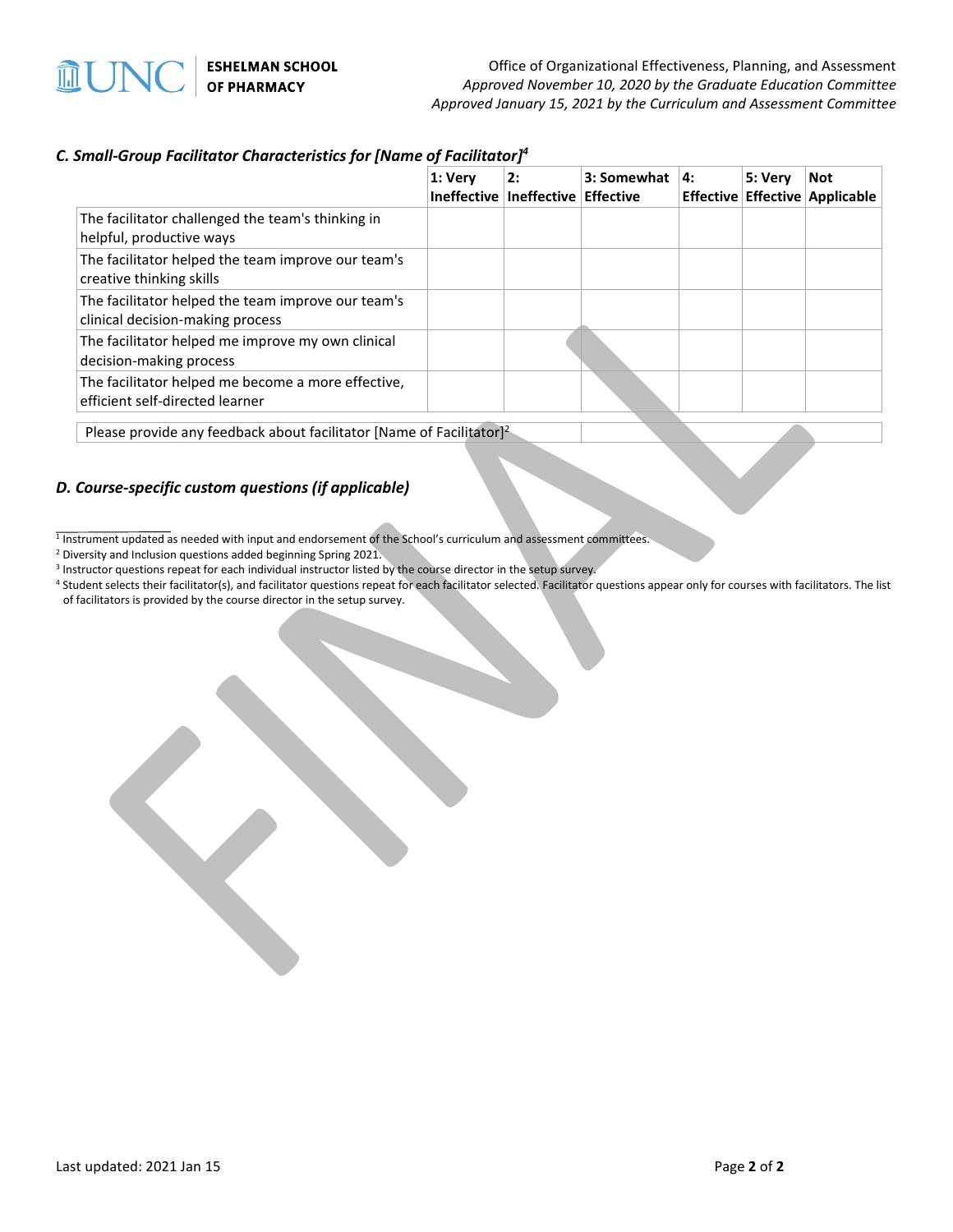### C. Small-Group Facilitator Characteristics for [Name of Facilitator][4]

| | 1: Very Ineffective | 2: Ineffective | 3: Somewhat Effective | 4: Effective | 5: Very Effective | Not Applicable |
|---|---|---|---|---|---|---|
| The facilitator challenged the team's thinking in helpful, productive ways | | | | | | |
| The facilitator helped the team improve our team's creative thinking skills | | | | | | |
| The facilitator helped the team improve our team's clinical decision-making process | | | | | | |
| The facilitator helped me improve my own clinical decision-making process | | | | | | |
| The facilitator helped me become a more effective, efficient self-directed learner | | | | | | |

| | |
|---|---|
| Please provide any feedback about facilitator [Name of Facilitator][2] | |

### D. Course-specific custom questions (if applicable)

[1] Instrument updated as needed with input and endorsement of the School's curriculum and assessment committees.

[2] Diversity and Inclusion questions added beginning Spring 2021.

[3] Instructor questions repeat for each individual instructor listed by the course director in the setup survey.

[4] Student selects their facilitator(s), and facilitator questions repeat for each facilitator selected. Facilitator questions appear only for courses with facilitators. The list of facilitators is provided by the course director in the setup survey.

FINAL